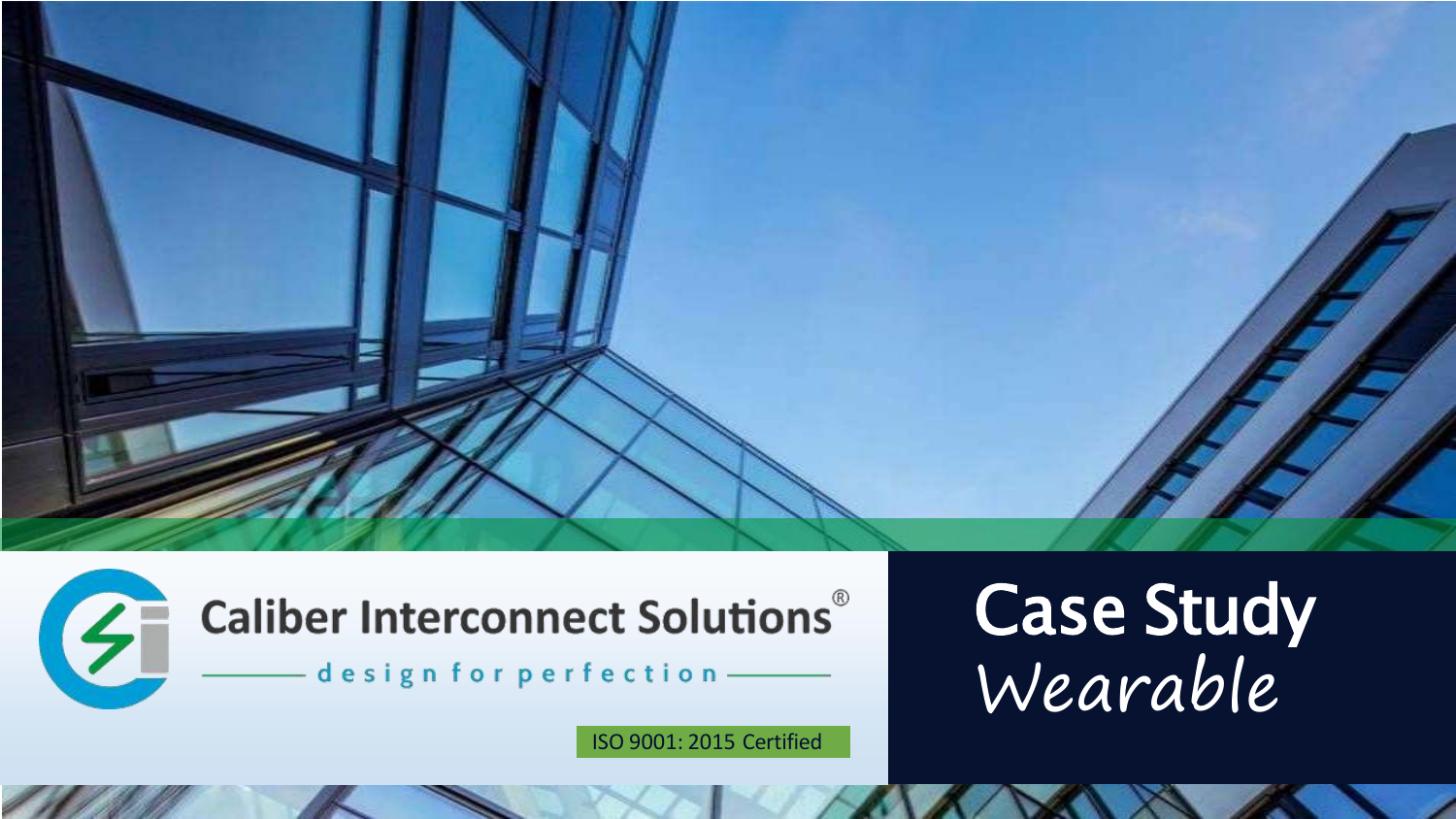# Caliber Interconnect Solutions®

design for perfection

ISO 9001: 2015 Certified

# Case Study

## *Wearable*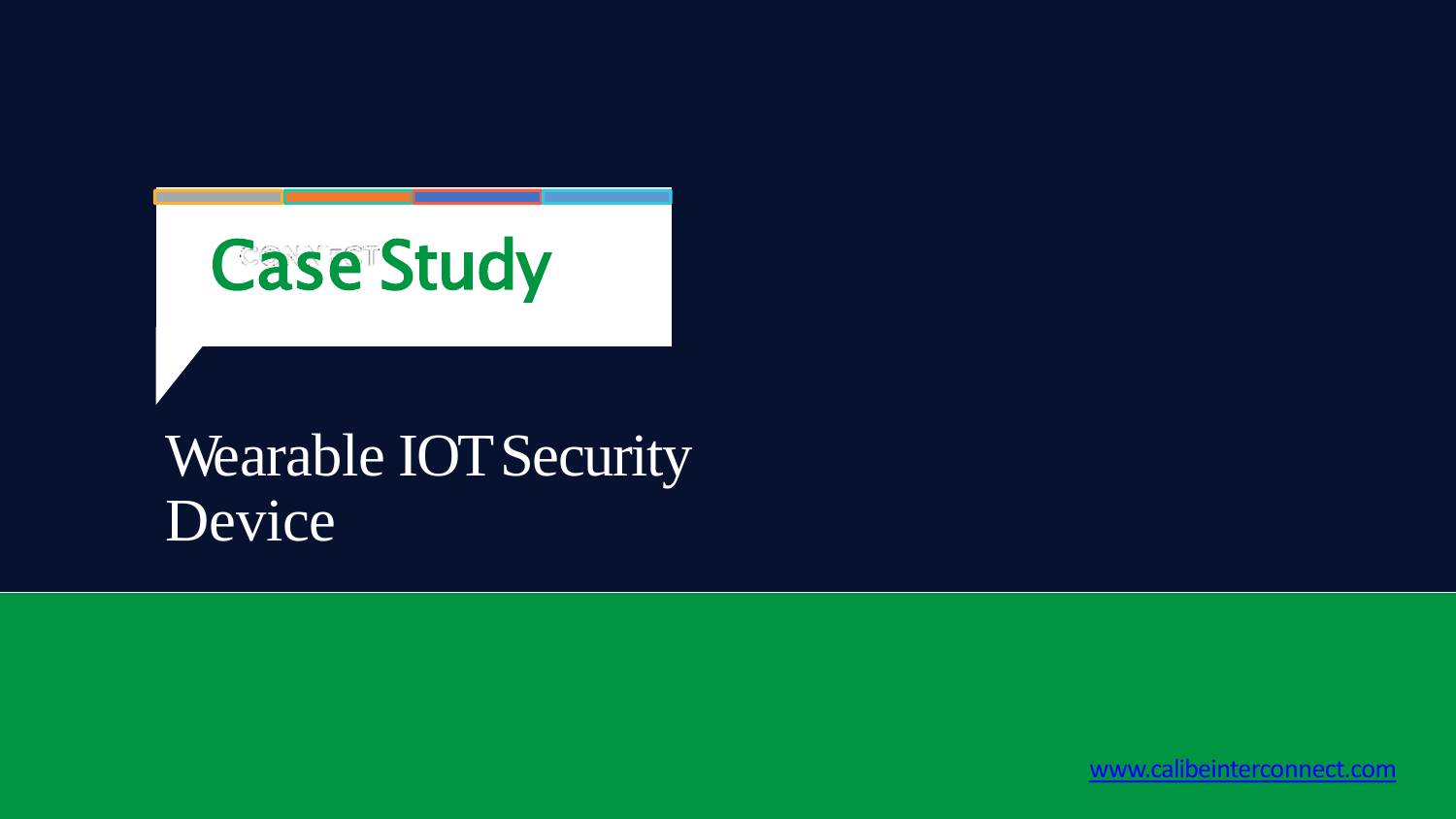# Case Study

## Wearable IOT Security Device

www.calibeinterconnect.com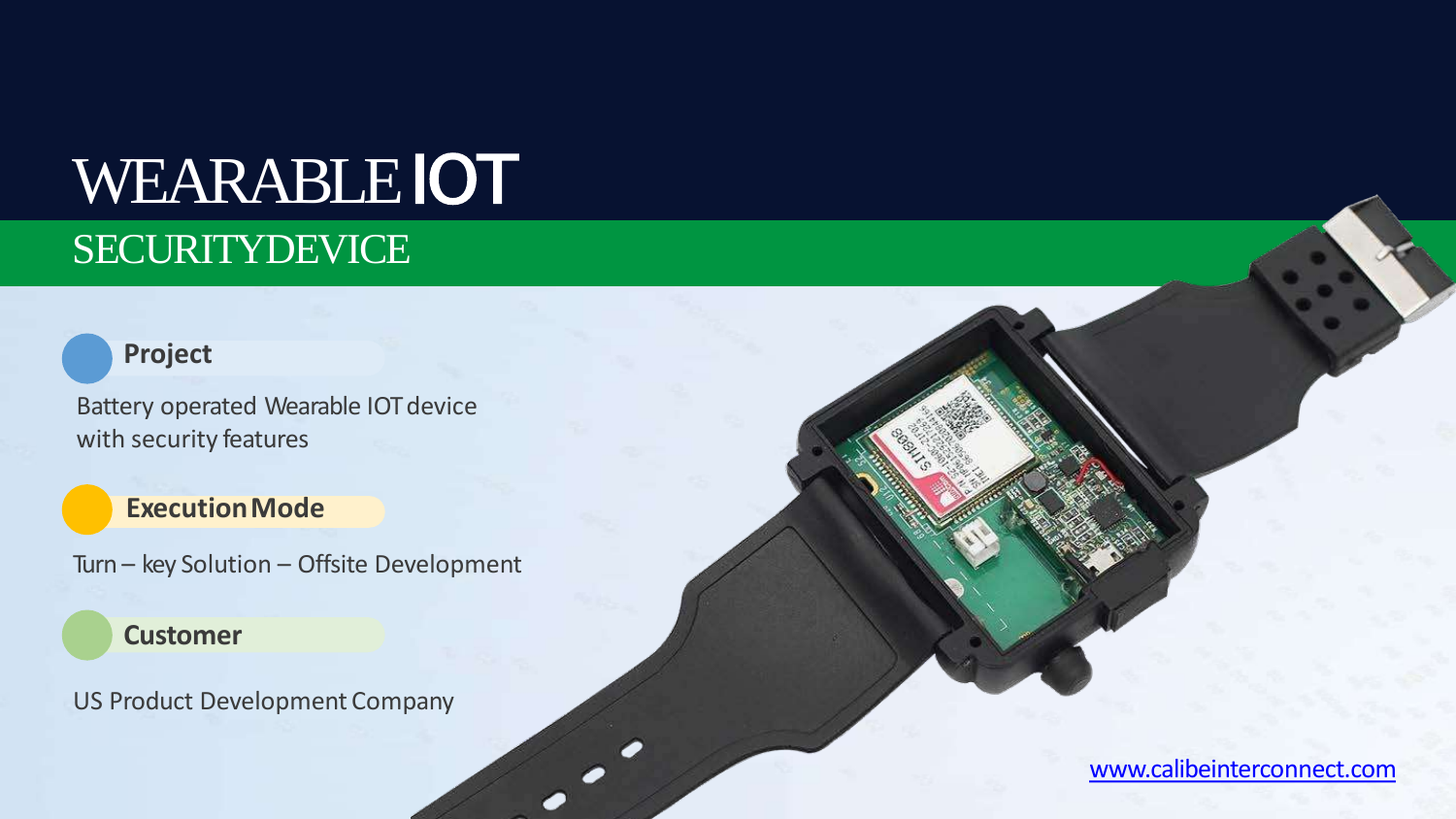# WEARABLE IOT

## SECURITYDEVICE

**Project**

Battery operated Wearable IOT device with security features

**Execution Mode**

Turn – key Solution – Offsite Development

**Customer**

US Product Development Company

www.calibeinterconnect.com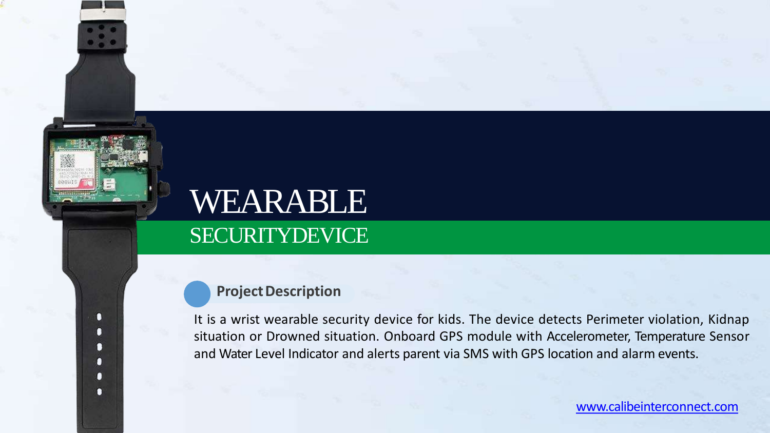# WEARABLE

## SECURITYDEVICE

### Project Description

It is a wrist wearable security device for kids. The device detects Perimeter violation, Kidnap situation or Drowned situation. Onboard GPS module with Accelerometer, Temperature Sensor and Water Level Indicator and alerts parent via SMS with GPS location and alarm events.

www.calibeinterconnect.com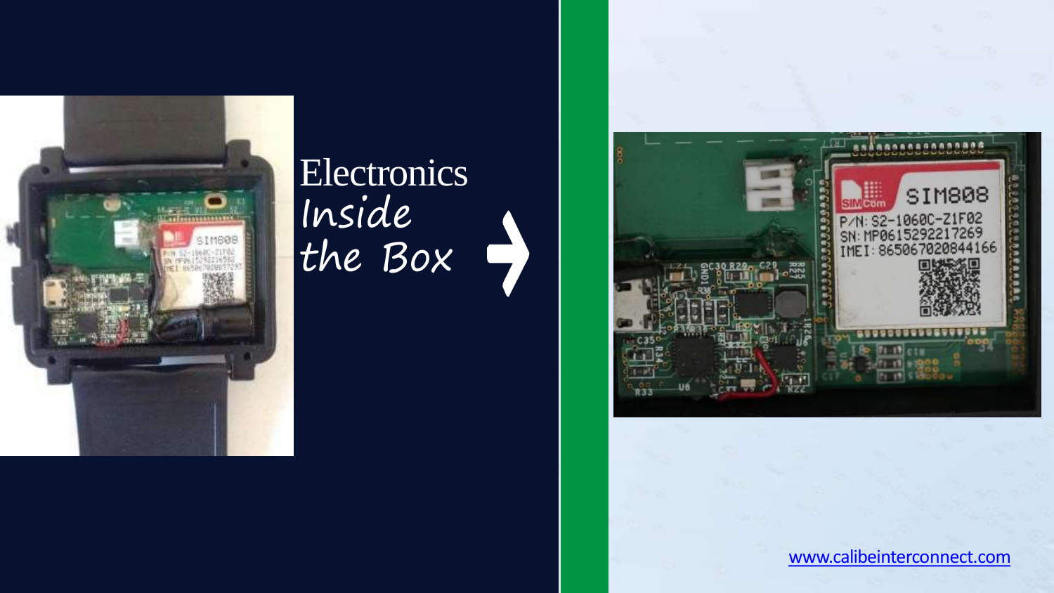# Electronics Inside the Box

www.calibeinterconnect.com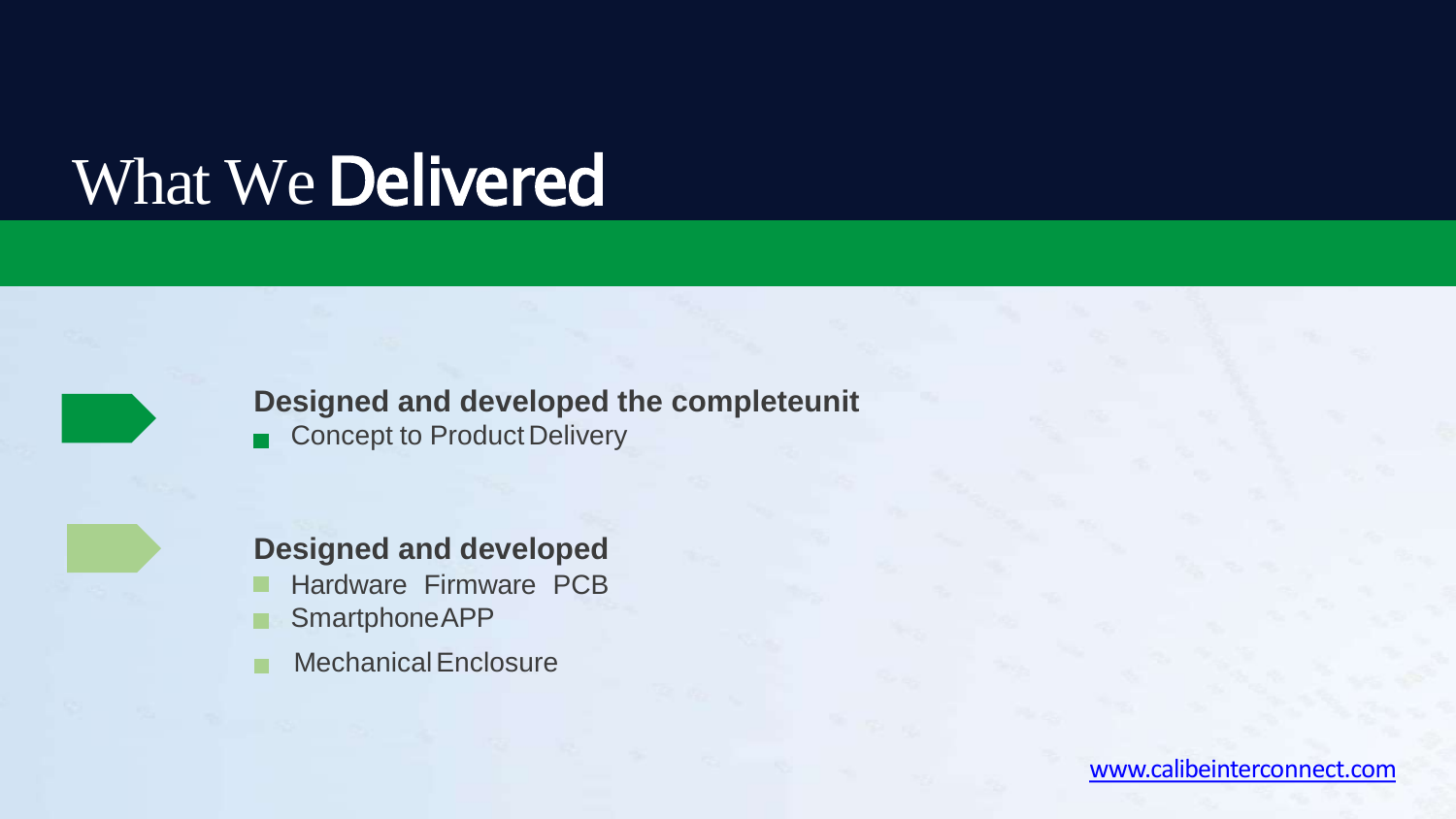# What We Delivered

**Designed and developed the completeunit**

- Concept to Product Delivery

**Designed and developed**

- Hardware Firmware PCB
- SmartphoneAPP
- Mechanical Enclosure

www.calibeinterconnect.com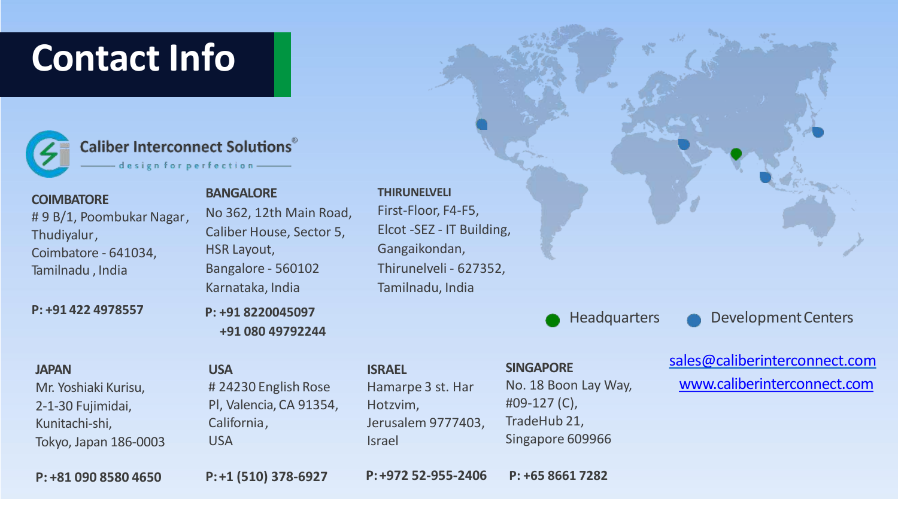# Contact Info

**Caliber Interconnect Solutions®**
design for perfection

**COIMBATORE**
# 9 B/1, Poombukar Nagar,
Thudiyalur,
Coimbatore - 641034,
Tamilnadu , India

**P: +91 422 4978557**

**BANGALORE**
No 362, 12th Main Road,
Caliber House, Sector 5,
HSR Layout,
Bangalore - 560102
Karnataka, India

**P: +91 8220045097**
**+91 080 49792244**

**THIRUNELVELI**
First-Floor, F4-F5,
Elcot -SEZ - IT Building,
Gangaikondan,
Thirunelveli - 627352,
Tamilnadu, India

Headquarters
Development Centers

**JAPAN**
Mr. Yoshiaki Kurisu,
2-1-30 Fujimidai,
Kunitachi-shi,
Tokyo, Japan 186-0003

**P: +81 090 8580 4650**

**USA**
# 24230 English Rose
Pl, Valencia, CA 91354,
California,
USA

**P: +1 (510) 378-6927**

**ISRAEL**
Hamarpe 3 st. Har
Hotzvim,
Jerusalem 9777403,
Israel

**P: +972 52-955-2406**

**SINGAPORE**
No. 18 Boon Lay Way,
#09-127 (C),
TradeHub 21,
Singapore 609966

**P: +65 8661 7282**

sales@caliberinterconnect.com
www.caliberinterconnect.com